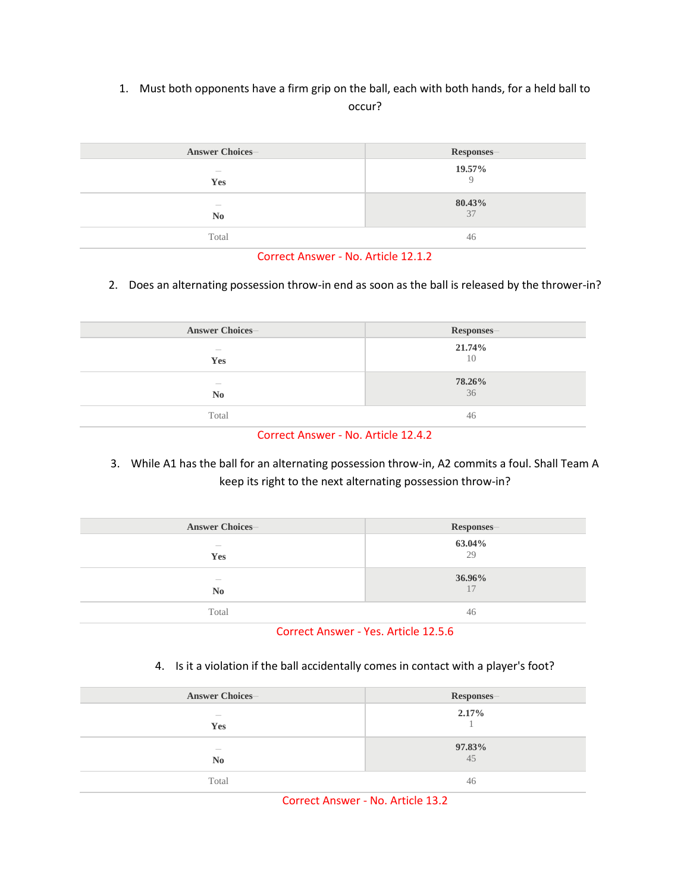1. Must both opponents have a firm grip on the ball, each with both hands, for a held ball to occur?

| Answer Choices | Responses |
|---|---|
| Yes | 19.57%<br>9 |
| No | 80.43%<br>37 |
| Total | 46 |

Correct Answer - No. Article 12.1.2

2. Does an alternating possession throw-in end as soon as the ball is released by the thrower-in?

| Answer Choices | Responses |
|---|---|
| Yes | 21.74%<br>10 |
| No | 78.26%<br>36 |
| Total | 46 |

Correct Answer - No. Article 12.4.2

3. While A1 has the ball for an alternating possession throw-in, A2 commits a foul. Shall Team A keep its right to the next alternating possession throw-in?

| Answer Choices | Responses |
|---|---|
| Yes | 63.04%<br>29 |
| No | 36.96%<br>17 |
| Total | 46 |

Correct Answer - Yes. Article 12.5.6

4. Is it a violation if the ball accidentally comes in contact with a player's foot?

| Answer Choices | Responses |
|---|---|
| Yes | 2.17%<br>1 |
| No | 97.83%<br>45 |
| Total | 46 |

Correct Answer - No. Article 13.2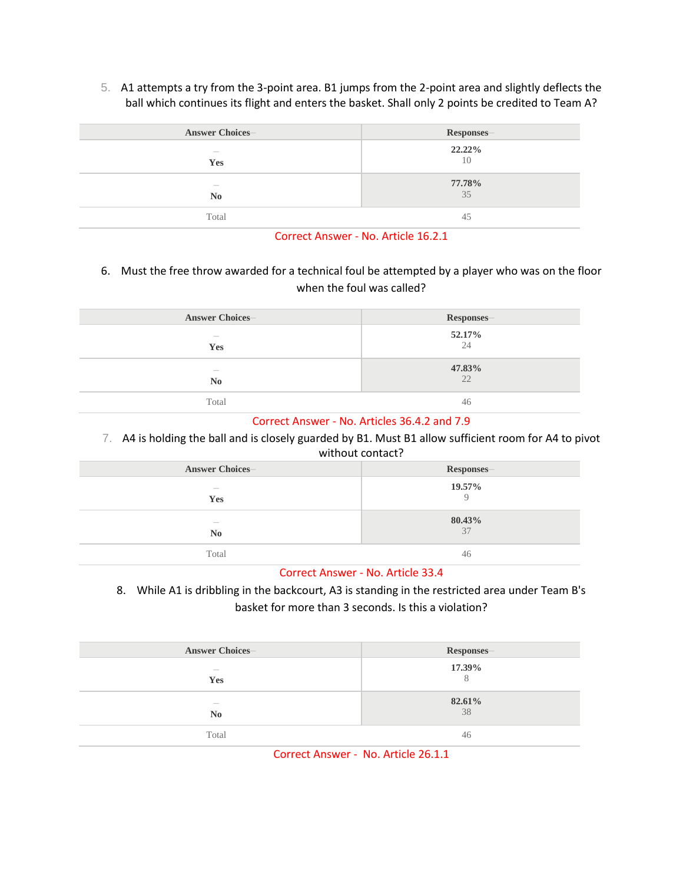5. A1 attempts a try from the 3-point area. B1 jumps from the 2-point area and slightly deflects the ball which continues its flight and enters the basket. Shall only 2 points be credited to Team A?

| Answer Choices | Responses |
| --- | --- |
| Yes | 22.22% 10 |
| No | 77.78% 35 |
| Total | 45 |

Correct Answer - No. Article 16.2.1

6. Must the free throw awarded for a technical foul be attempted by a player who was on the floor when the foul was called?

| Answer Choices | Responses |
| --- | --- |
| Yes | 52.17% 24 |
| No | 47.83% 22 |
| Total | 46 |

Correct Answer - No. Articles 36.4.2 and 7.9

7. A4 is holding the ball and is closely guarded by B1. Must B1 allow sufficient room for A4 to pivot without contact?

| Answer Choices | Responses |
| --- | --- |
| Yes | 19.57% 9 |
| No | 80.43% 37 |
| Total | 46 |

Correct Answer - No. Article 33.4

8. While A1 is dribbling in the backcourt, A3 is standing in the restricted area under Team B's basket for more than 3 seconds. Is this a violation?

| Answer Choices | Responses |
| --- | --- |
| Yes | 17.39% 8 |
| No | 82.61% 38 |
| Total | 46 |

Correct Answer - No. Article 26.1.1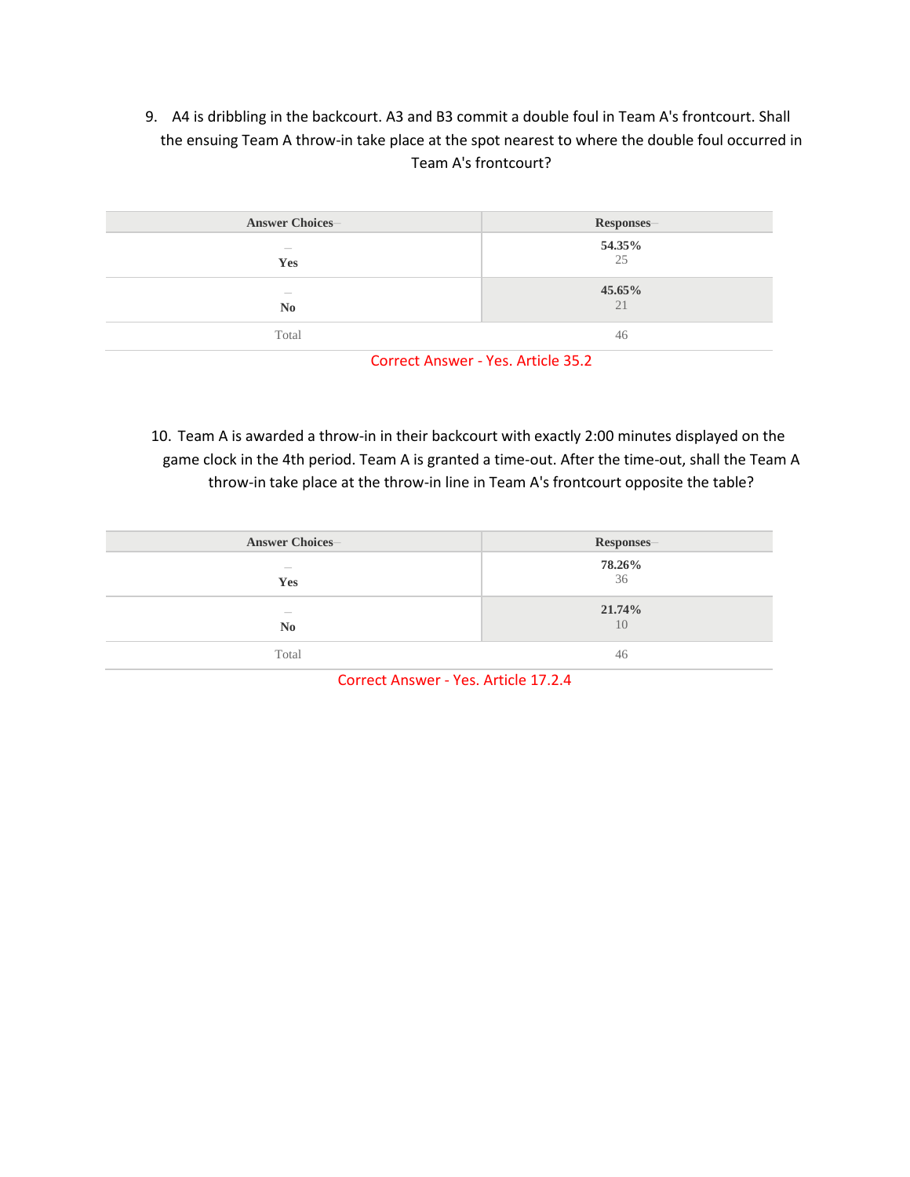9. A4 is dribbling in the backcourt. A3 and B3 commit a double foul in Team A's frontcourt. Shall the ensuing Team A throw-in take place at the spot nearest to where the double foul occurred in Team A's frontcourt?

| Answer Choices | Responses |
|---|---|
| Yes | 54.35%<br>25 |
| No | 45.65%<br>21 |
| Total | 46 |

Correct Answer - Yes. Article 35.2

10. Team A is awarded a throw-in in their backcourt with exactly 2:00 minutes displayed on the game clock in the 4th period. Team A is granted a time-out. After the time-out, shall the Team A throw-in take place at the throw-in line in Team A's frontcourt opposite the table?

| Answer Choices | Responses |
|---|---|
| Yes | 78.26%<br>36 |
| No | 21.74%<br>10 |
| Total | 46 |

Correct Answer - Yes. Article 17.2.4